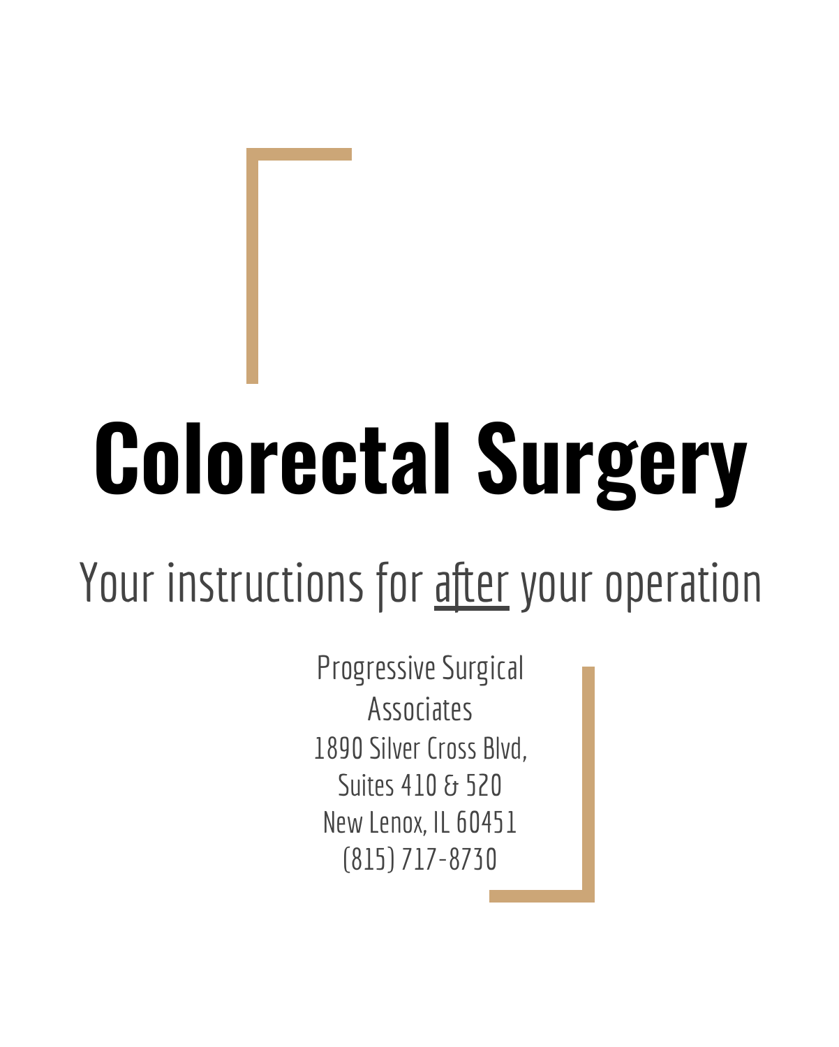# Colorectal Surgery

## Your instructions for <u>after</u> your operation

Progressive Surgical Associates
1890 Silver Cross Blvd,
Suites 410 & 520
New Lenox, IL 60451
(815) 717-8730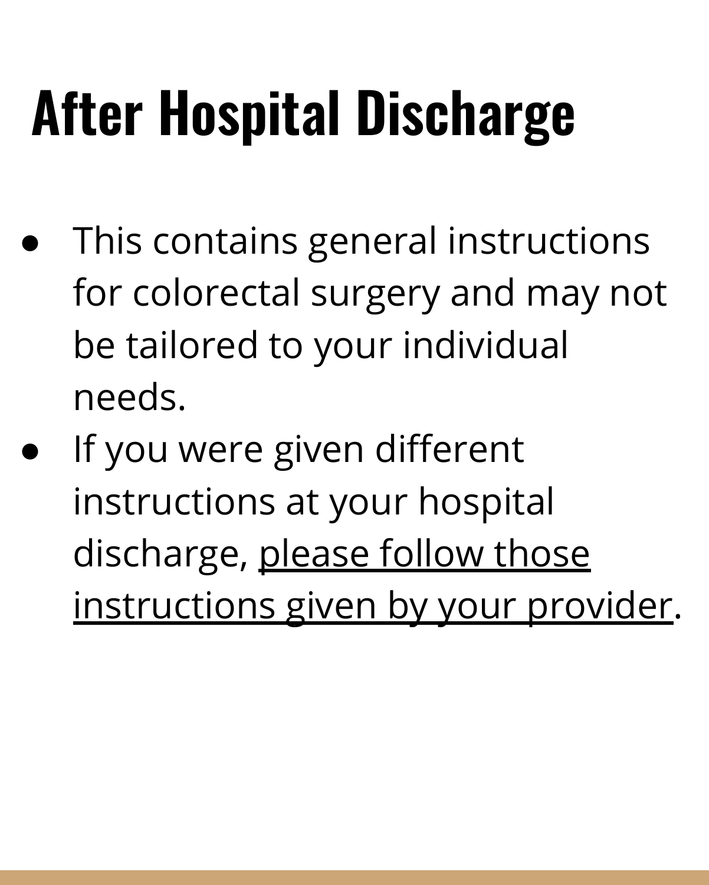# After Hospital Discharge

- This contains general instructions for colorectal surgery and may not be tailored to your individual needs.
- If you were given different instructions at your hospital discharge, please follow those instructions given by your provider.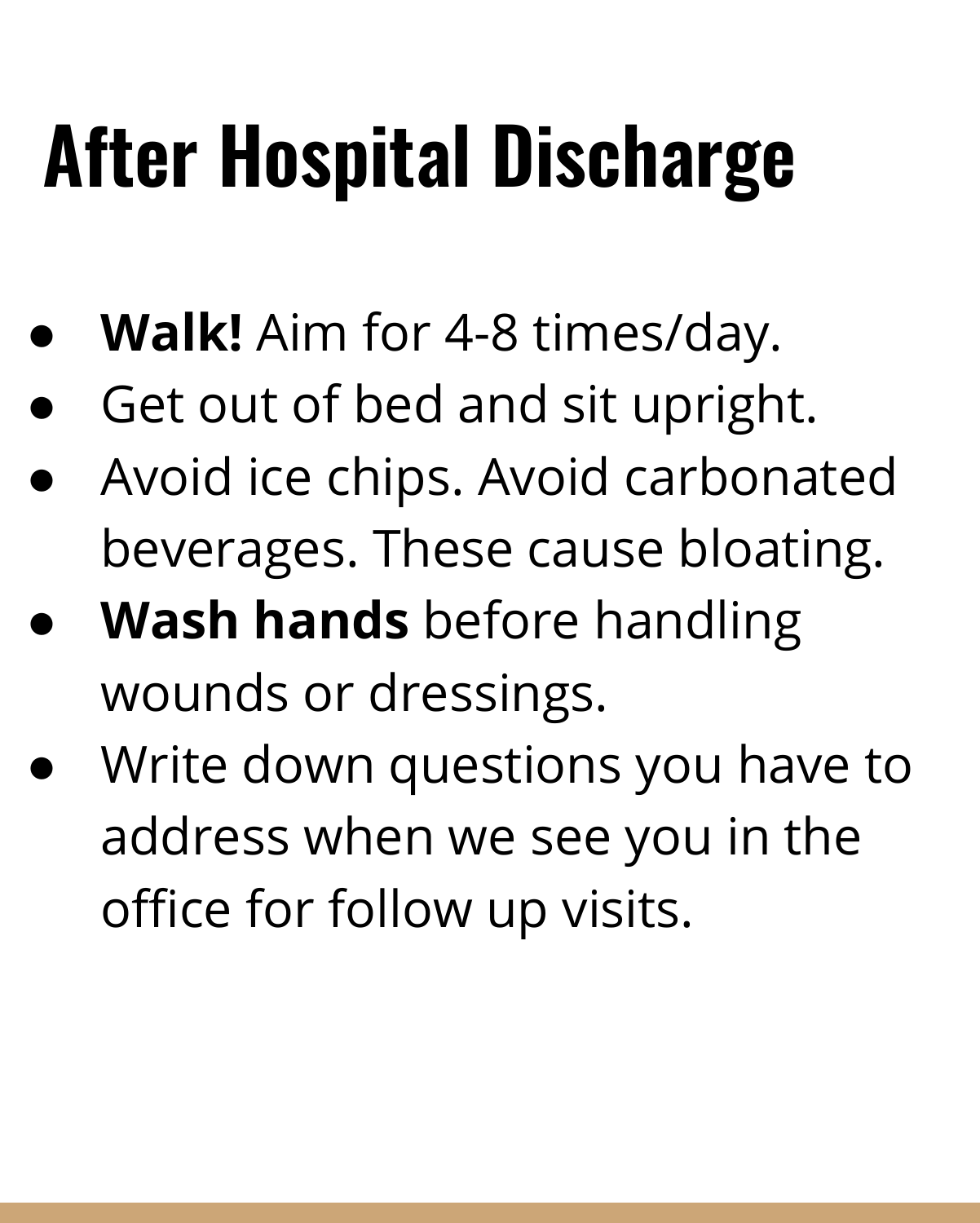# After Hospital Discharge

- **Walk!** Aim for 4-8 times/day.
- Get out of bed and sit upright.
- Avoid ice chips. Avoid carbonated beverages. These cause bloating.
- **Wash hands** before handling wounds or dressings.
- Write down questions you have to address when we see you in the office for follow up visits.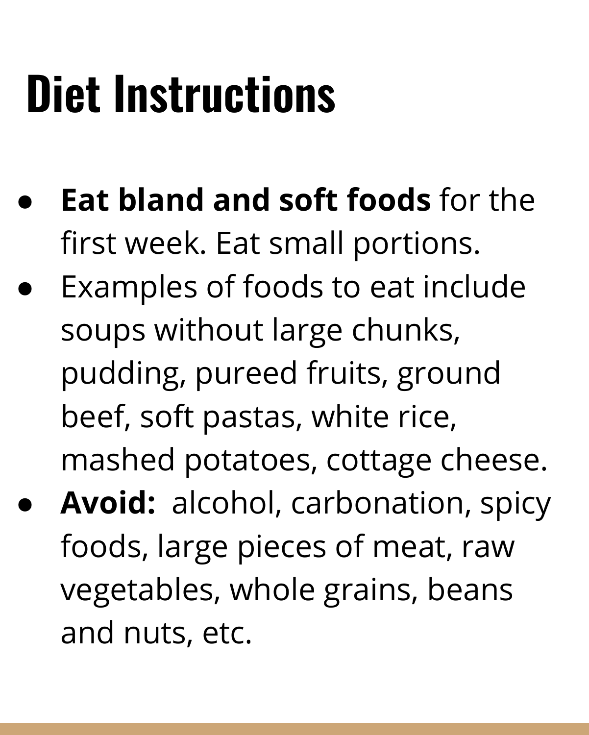# Diet Instructions

- **Eat bland and soft foods** for the first week. Eat small portions.
- Examples of foods to eat include soups without large chunks, pudding, pureed fruits, ground beef, soft pastas, white rice, mashed potatoes, cottage cheese.
- **Avoid:** alcohol, carbonation, spicy foods, large pieces of meat, raw vegetables, whole grains, beans and nuts, etc.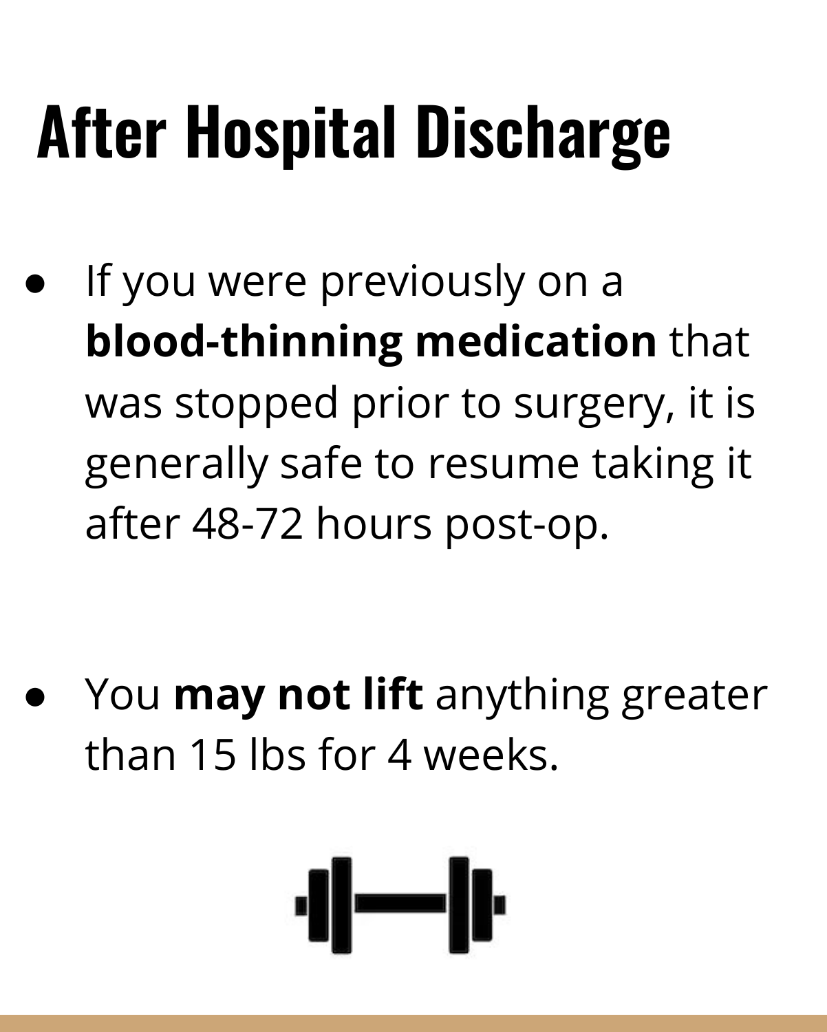# After Hospital Discharge

- If you were previously on a **blood-thinning medication** that was stopped prior to surgery, it is generally safe to resume taking it after 48-72 hours post-op.

- You **may not lift** anything greater than 15 lbs for 4 weeks.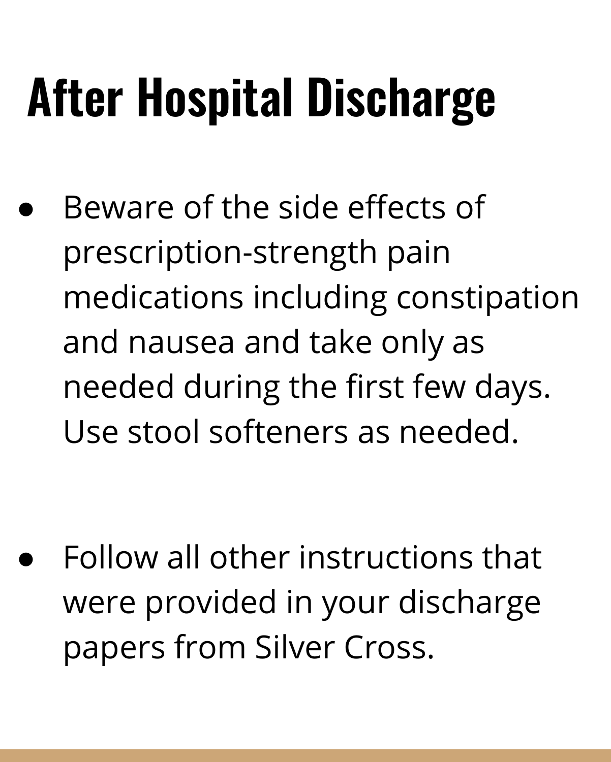# After Hospital Discharge

- Beware of the side effects of prescription-strength pain medications including constipation and nausea and take only as needed during the first few days. Use stool softeners as needed.

- Follow all other instructions that were provided in your discharge papers from Silver Cross.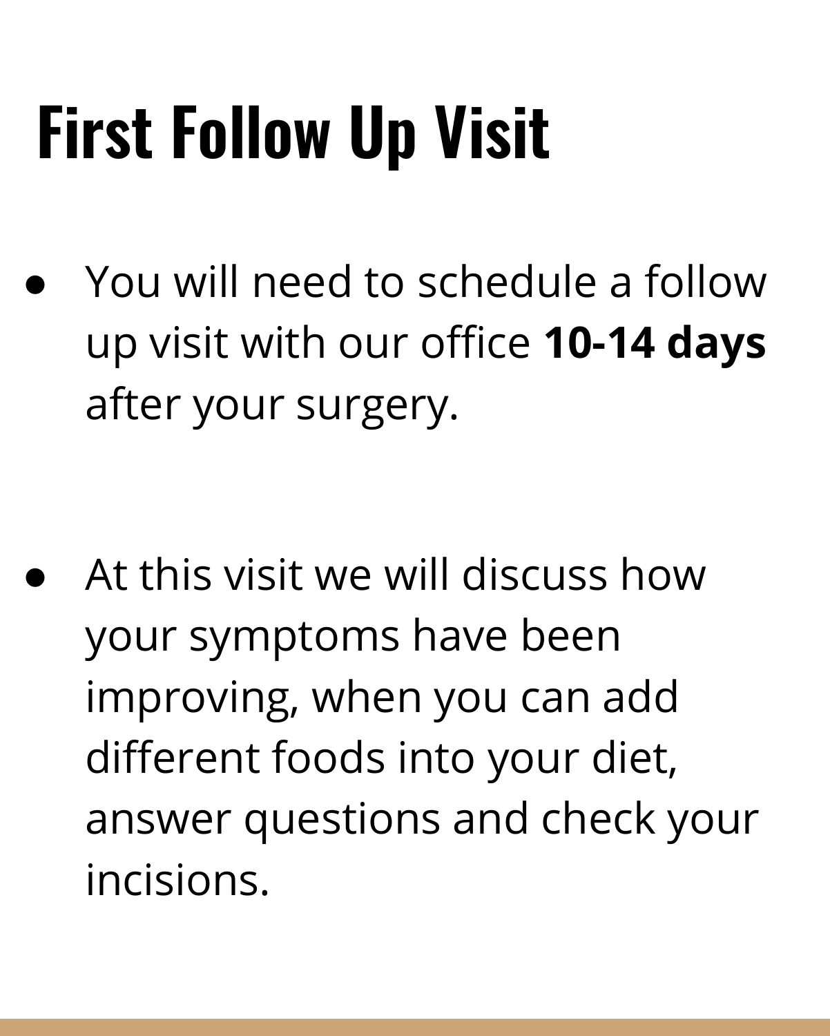# First Follow Up Visit

- You will need to schedule a follow up visit with our office **10-14 days** after your surgery.

- At this visit we will discuss how your symptoms have been improving, when you can add different foods into your diet, answer questions and check your incisions.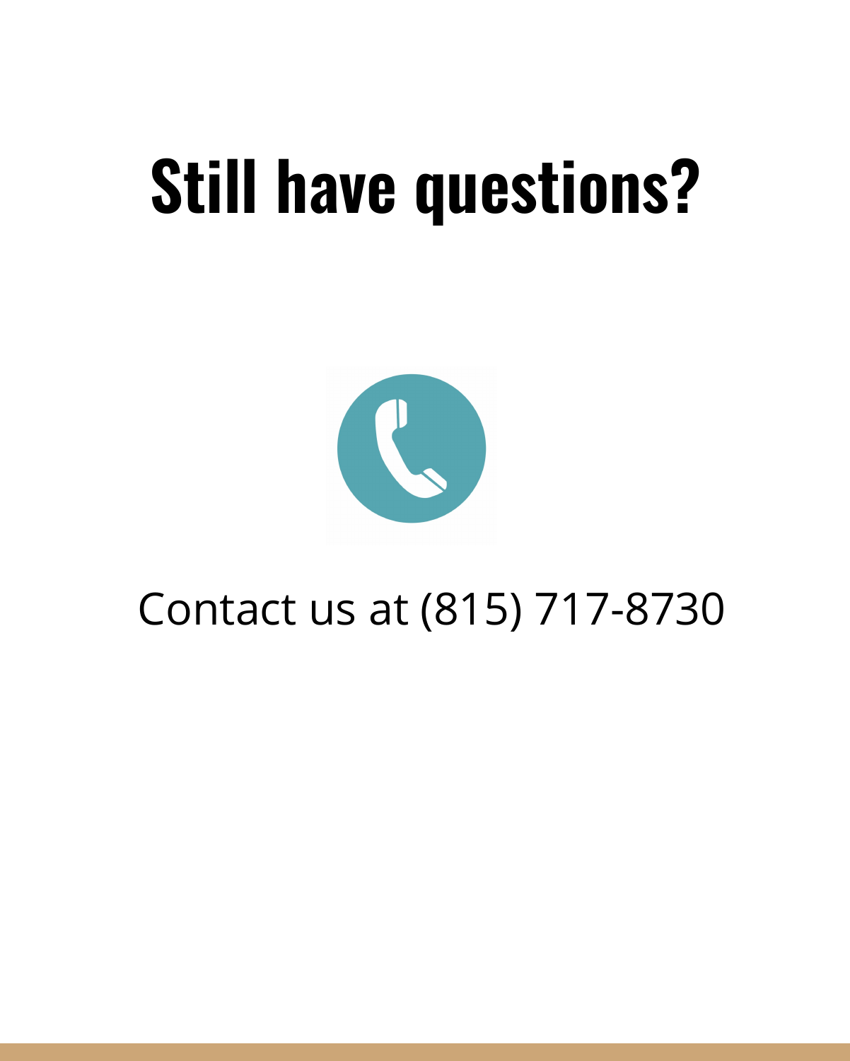# Still have questions?

Contact us at (815) 717-8730